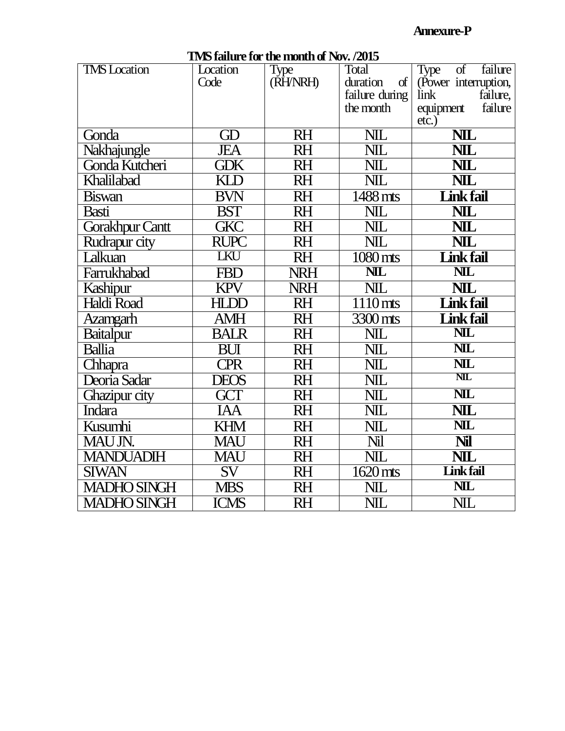**Annexure-P**

**TMS failure for the month of Nov. /2015**

| TMS Location | Location Code | Type (RH/NRH) | Total duration of failure during the month | Type of failure (Power interruption, link failure, equipment failure etc.) |
|---|---|---|---|---|
| Gonda | GD | RH | NIL | **NIL** |
| Nakhajungle | JEA | RH | NIL | **NIL** |
| Gonda Kutcheri | GDK | RH | NIL | **NIL** |
| Khalilabad | KLD | RH | NIL | **NIL** |
| Biswan | BVN | RH | 1488 mts | **Link fail** |
| Basti | BST | RH | NIL | **NIL** |
| Gorakhpur Cantt | GKC | RH | NIL | **NIL** |
| Rudrapur city | RUPC | RH | NIL | **NIL** |
| Lalkuan | LKU | RH | 1080 mts | **Link fail** |
| Farrukhabad | FBD | NRH | **NIL** | **NIL** |
| Kashipur | KPV | NRH | NIL | **NIL** |
| Haldi Road | HLDD | RH | 1110 mts | **Link fail** |
| Azamgarh | AMH | RH | 3300 mts | **Link fail** |
| Baitalpur | BALR | RH | NIL | **NIL** |
| Ballia | BUI | RH | NIL | **NIL** |
| Chhapra | CPR | RH | NIL | **NIL** |
| Deoria Sadar | DEOS | RH | NIL | **NIL** |
| Ghazipur city | GCT | RH | NIL | **NIL** |
| Indara | IAA | RH | NIL | **NIL** |
| Kusumhi | KHM | RH | NIL | **NIL** |
| MAU JN. | MAU | RH | Nil | **Nil** |
| MANDUADIH | MAU | RH | NIL | **NIL** |
| SIWAN | SV | RH | 1620 mts | **Link fail** |
| MADHO SINGH | MBS | RH | NIL | **NIL** |
| MADHO SINGH | ICMS | RH | NIL | NIL |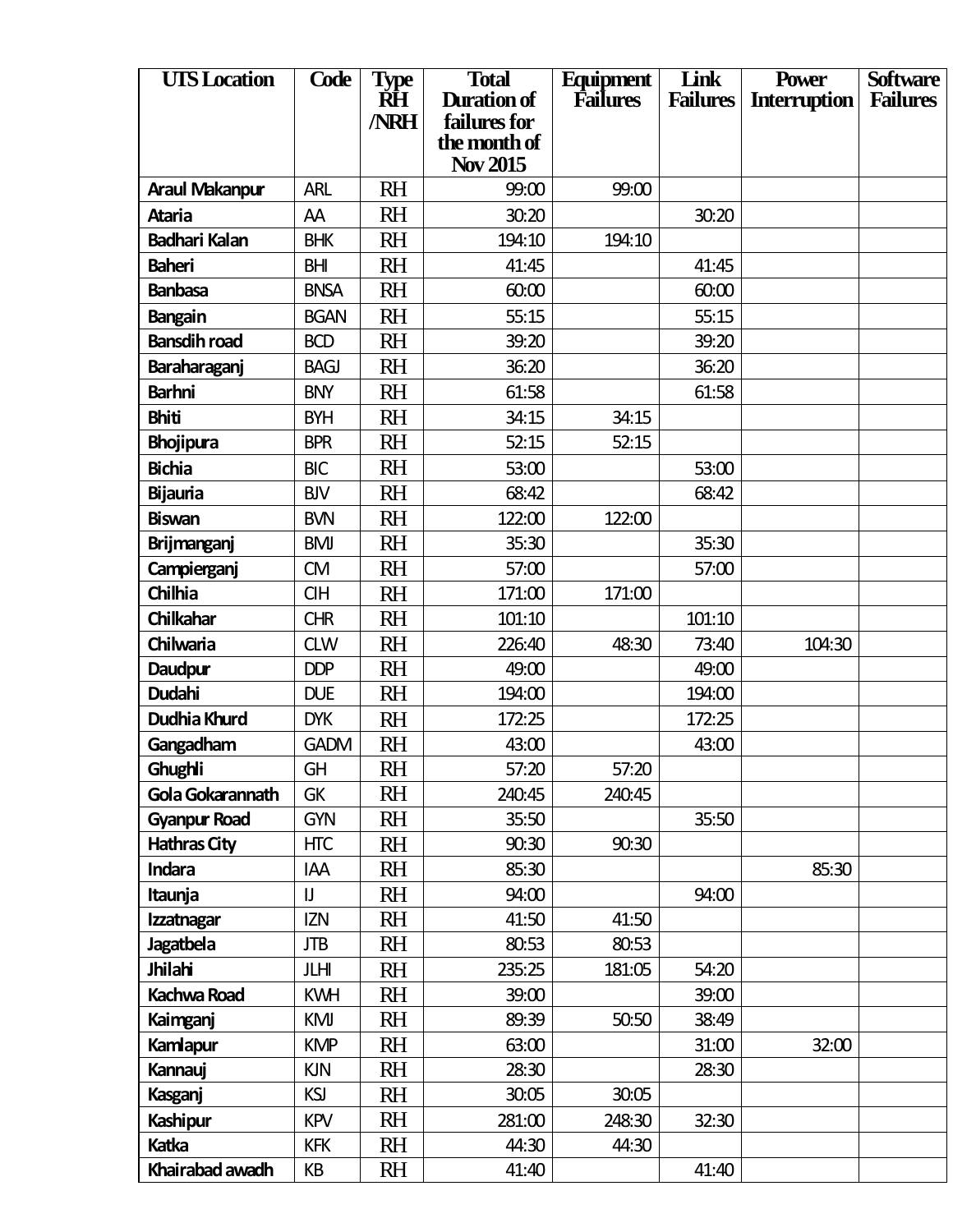| UTS Location | Code | Type RH /NRH | Total Duration of failures for the month of Nov 2015 | Equipment Failures | Link Failures | Power Interruption | Software Failures |
|---|---|---|---|---|---|---|---|
| **Araul Makanpur** | ARL | RH | 99:00 | 99:00 | | | |
| **Ataria** | AA | RH | 30:20 | | 30:20 | | |
| **Badhari Kalan** | BHK | RH | 194:10 | 194:10 | | | |
| **Baheri** | BHI | RH | 41:45 | | 41:45 | | |
| **Banbasa** | BNSA | RH | 60:00 | | 60:00 | | |
| **Bangain** | BGAN | RH | 55:15 | | 55:15 | | |
| **Bansdih road** | BCD | RH | 39:20 | | 39:20 | | |
| **Baraharaganj** | BAGJ | RH | 36:20 | | 36:20 | | |
| **Barhni** | BNY | RH | 61:58 | | 61:58 | | |
| **Bhiti** | BYH | RH | 34:15 | 34:15 | | | |
| **Bhojipura** | BPR | RH | 52:15 | 52:15 | | | |
| **Bichia** | BIC | RH | 53:00 | | 53:00 | | |
| **Bijauria** | BJV | RH | 68:42 | | 68:42 | | |
| **Biswan** | BVN | RH | 122:00 | 122:00 | | | |
| **Brijmanganj** | BMJ | RH | 35:30 | | 35:30 | | |
| **Campierganj** | CM | RH | 57:00 | | 57:00 | | |
| **Chilhia** | CIH | RH | 171:00 | 171:00 | | | |
| **Chilkahar** | CHR | RH | 101:10 | | 101:10 | | |
| **Chilwaria** | CLW | RH | 226:40 | 48:30 | 73:40 | 104:30 | |
| **Daudpur** | DDP | RH | 49:00 | | 49:00 | | |
| **Dudahi** | DUE | RH | 194:00 | | 194:00 | | |
| **Dudhia Khurd** | DYK | RH | 172:25 | | 172:25 | | |
| **Gangadham** | GADM | RH | 43:00 | | 43:00 | | |
| **Ghughli** | GH | RH | 57:20 | 57:20 | | | |
| **Gola Gokarannath** | GK | RH | 240:45 | 240:45 | | | |
| **Gyanpur Road** | GYN | RH | 35:50 | | 35:50 | | |
| **Hathras City** | HTC | RH | 90:30 | 90:30 | | | |
| **Indara** | IAA | RH | 85:30 | | | 85:30 | |
| **Itaunja** | IJ | RH | 94:00 | | 94:00 | | |
| **Izzatnagar** | IZN | RH | 41:50 | 41:50 | | | |
| **Jagatbela** | JTB | RH | 80:53 | 80:53 | | | |
| **Jhilahi** | JLHI | RH | 235:25 | 181:05 | 54:20 | | |
| **Kachwa Road** | KWH | RH | 39:00 | | 39:00 | | |
| **Kaimganj** | KMJ | RH | 89:39 | 50:50 | 38:49 | | |
| **Kamlapur** | KMP | RH | 63:00 | | 31:00 | 32:00 | |
| **Kannauj** | KJN | RH | 28:30 | | 28:30 | | |
| **Kasganj** | KSJ | RH | 30:05 | 30:05 | | | |
| **Kashipur** | KPV | RH | 281:00 | 248:30 | 32:30 | | |
| **Katka** | KFK | RH | 44:30 | 44:30 | | | |
| **Khairabad awadh** | KB | RH | 41:40 | | 41:40 | | |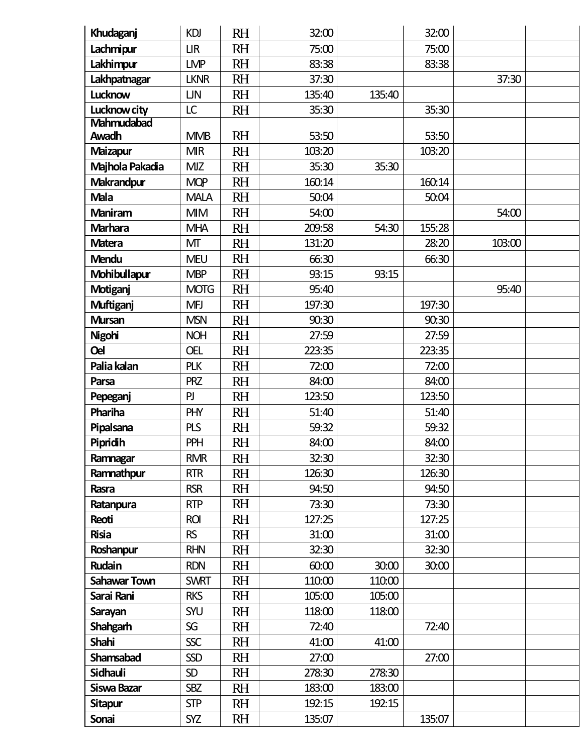| | | | | | | | |
|---|---|---|---|---|---|---|---|
| Khudaganj | KDJ | RH | 32:00 | | 32:00 | | |
| Lachmipur | LIR | RH | 75:00 | | 75:00 | | |
| Lakhimpur | LMP | RH | 83:38 | | 83:38 | | |
| Lakhpatnagar | LKNR | RH | 37:30 | | | 37:30 | |
| Lucknow | LJN | RH | 135:40 | 135:40 | | | |
| Lucknow city | LC | RH | 35:30 | | 35:30 | | |
| Mahmudabad Awadh | MMB | RH | 53:50 | | 53:50 | | |
| Maizapur | MIR | RH | 103:20 | | 103:20 | | |
| Majhola Pakadia | MJZ | RH | 35:30 | 35:30 | | | |
| Makrandpur | MQP | RH | 160:14 | | 160:14 | | |
| Mala | MALA | RH | 50:04 | | 50:04 | | |
| Maniram | MIM | RH | 54:00 | | | 54:00 | |
| Marhara | MHA | RH | 209:58 | 54:30 | 155:28 | | |
| Matera | MT | RH | 131:20 | | 28:20 | 103:00 | |
| Mendu | MEU | RH | 66:30 | | 66:30 | | |
| Mohibullapur | MBP | RH | 93:15 | 93:15 | | | |
| Motiganj | MOTG | RH | 95:40 | | | 95:40 | |
| Muftiganj | MFJ | RH | 197:30 | | 197:30 | | |
| Mursan | MSN | RH | 90:30 | | 90:30 | | |
| Nigohi | NOH | RH | 27:59 | | 27:59 | | |
| Oel | OEL | RH | 223:35 | | 223:35 | | |
| Palia kalan | PLK | RH | 72:00 | | 72:00 | | |
| Parsa | PRZ | RH | 84:00 | | 84:00 | | |
| Pepeganj | PJ | RH | 123:50 | | 123:50 | | |
| Phariha | PHY | RH | 51:40 | | 51:40 | | |
| Pipalsana | PLS | RH | 59:32 | | 59:32 | | |
| Pipridih | PPH | RH | 84:00 | | 84:00 | | |
| Ramnagar | RMR | RH | 32:30 | | 32:30 | | |
| Ramnathpur | RTR | RH | 126:30 | | 126:30 | | |
| Rasra | RSR | RH | 94:50 | | 94:50 | | |
| Ratanpura | RTP | RH | 73:30 | | 73:30 | | |
| Reoti | ROI | RH | 127:25 | | 127:25 | | |
| Risia | RS | RH | 31:00 | | 31:00 | | |
| Roshanpur | RHN | RH | 32:30 | | 32:30 | | |
| Rudain | RDN | RH | 60:00 | 30:00 | 30:00 | | |
| Sahawar Town | SWRT | RH | 110:00 | 110:00 | | | |
| Sarai Rani | RKS | RH | 105:00 | 105:00 | | | |
| Sarayan | SYU | RH | 118:00 | 118:00 | | | |
| Shahgarh | SG | RH | 72:40 | | 72:40 | | |
| Shahi | SSC | RH | 41:00 | 41:00 | | | |
| Shamsabad | SSD | RH | 27:00 | | 27:00 | | |
| Sidhauli | SD | RH | 278:30 | 278:30 | | | |
| Siswa Bazar | SBZ | RH | 183:00 | 183:00 | | | |
| Sitapur | STP | RH | 192:15 | 192:15 | | | |
| Sonai | SYZ | RH | 135:07 | | 135:07 | | |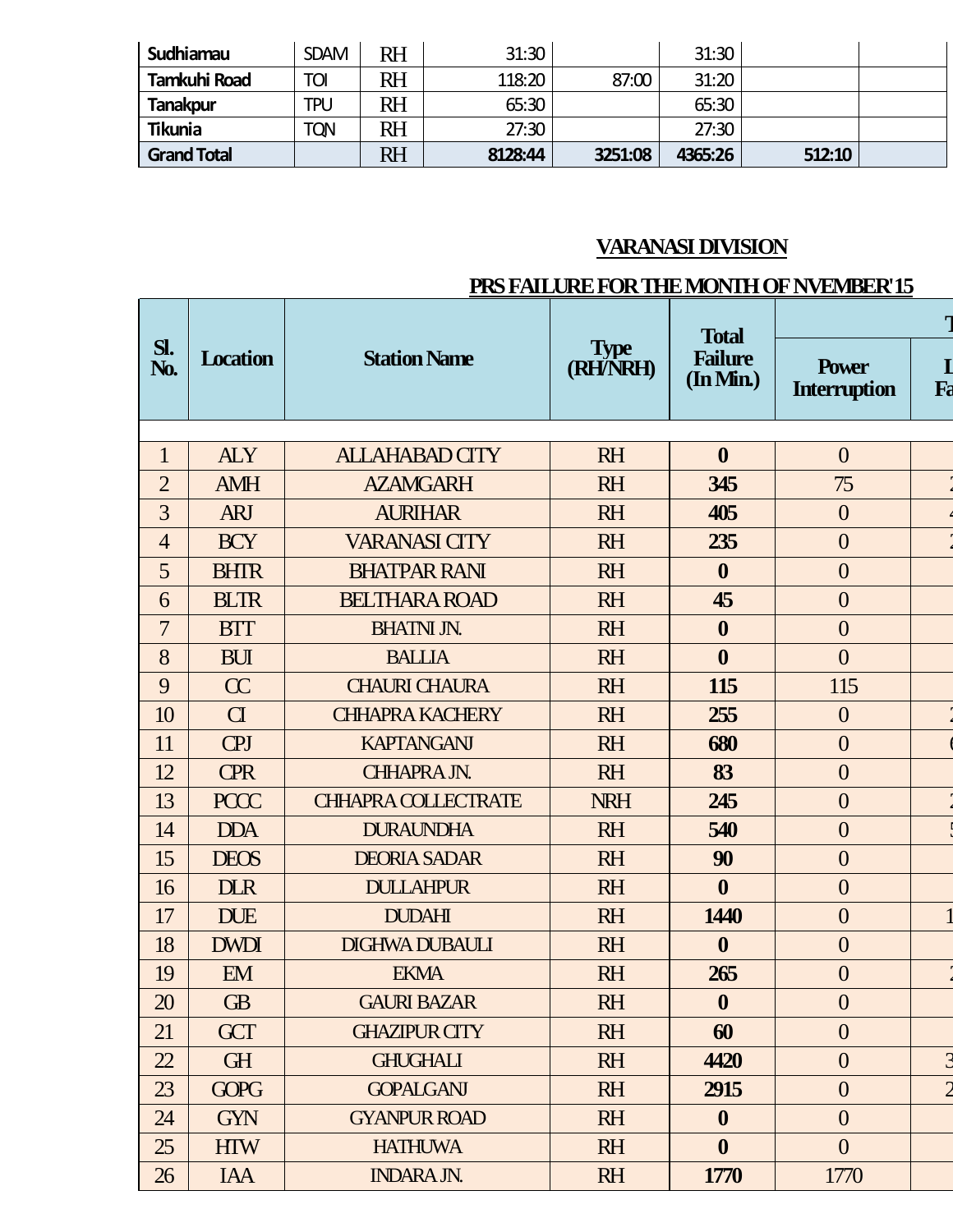| | | | | | | | |
|---|---|---|---|---|---|---|---|
| Sudhiamau | SDAM | RH | 31:30 | | 31:30 | | |
| Tamkuhi Road | TOI | RH | 118:20 | 87:00 | 31:20 | | |
| Tanakpur | TPU | RH | 65:30 | | 65:30 | | |
| Tikunia | TQN | RH | 27:30 | | 27:30 | | |
| **Grand Total** | | RH | **8128:44** | **3251:08** | **4365:26** | **512:10** | |

## VARANASI DIVISION

## PRS FAILURE FOR THE MONTH OF NVEMBER'15

| Sl. No. | Location | Station Name | Type (RH/NRH) | Total Failure (In Min.) | T | |
|---|---|---|---|---|---|---|
| | | | | | Power Interruption | L Fa |
| 1 | ALY | ALLAHABAD CITY | RH | **0** | 0 | |
| 2 | AMH | AZAMGARH | RH | **345** | 75 | 2 |
| 3 | ARJ | AURIHAR | RH | **405** | 0 | 4 |
| 4 | BCY | VARANASI CITY | RH | **235** | 0 | 2 |
| 5 | BHTR | BHATPAR RANI | RH | **0** | 0 | |
| 6 | BLTR | BELTHARA ROAD | RH | **45** | 0 | |
| 7 | BTT | BHATNI JN. | RH | **0** | 0 | |
| 8 | BUI | BALLIA | RH | **0** | 0 | |
| 9 | CC | CHAURI CHAURA | RH | **115** | 115 | |
| 10 | CI | CHHAPRA KACHERY | RH | **255** | 0 | 2 |
| 11 | CPJ | KAPTANGANJ | RH | **680** | 0 | 6 |
| 12 | CPR | CHHAPRA JN. | RH | **83** | 0 | |
| 13 | PCCC | CHHAPRA COLLECTRATE | NRH | **245** | 0 | 2 |
| 14 | DDA | DURAUNDHA | RH | **540** | 0 | 5 |
| 15 | DEOS | DEORIA SADAR | RH | **90** | 0 | |
| 16 | DLR | DULLAHPUR | RH | **0** | 0 | |
| 17 | DUE | DUDAHI | RH | **1440** | 0 | 1 |
| 18 | DWDI | DIGHWA DUBAULI | RH | **0** | 0 | |
| 19 | EM | EKMA | RH | **265** | 0 | 2 |
| 20 | GB | GAURI BAZAR | RH | **0** | 0 | |
| 21 | GCT | GHAZIPUR CITY | RH | **60** | 0 | |
| 22 | GH | GHUGHALI | RH | **4420** | 0 | 3 |
| 23 | GOPG | GOPALGANJ | RH | **2915** | 0 | 2 |
| 24 | GYN | GYANPUR ROAD | RH | **0** | 0 | |
| 25 | HTW | HATHUWA | RH | **0** | 0 | |
| 26 | IAA | INDARA JN. | RH | **1770** | 1770 | |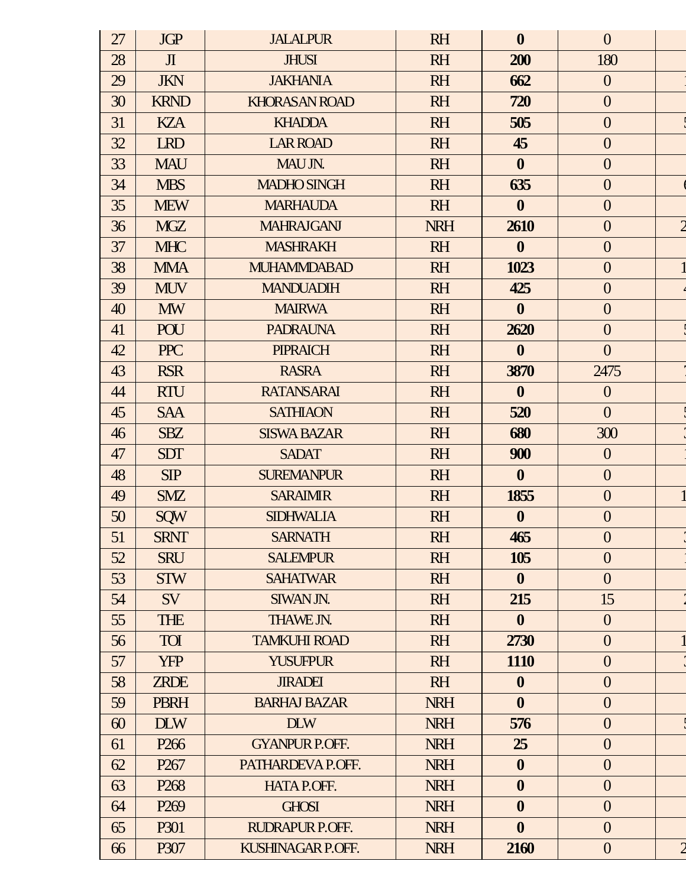| 27 | JGP | JALALPUR | RH | **0** | 0 | |
|---|---|---|---|---|---|---|
| 28 | JI | JHUSI | RH | **200** | 180 | |
| 29 | JKN | JAKHANIA | RH | **662** | 0 | 1 |
| 30 | KRND | KHORASAN ROAD | RH | **720** | 0 | |
| 31 | KZA | KHADDA | RH | **505** | 0 | 5 |
| 32 | LRD | LAR ROAD | RH | **45** | 0 | |
| 33 | MAU | MAU JN. | RH | **0** | 0 | |
| 34 | MBS | MADHO SINGH | RH | **635** | 0 | 6 |
| 35 | MEW | MARHAUDA | RH | **0** | 0 | |
| 36 | MGZ | MAHRAJGANJ | NRH | **2610** | 0 | 2 |
| 37 | MHC | MASHRAKH | RH | **0** | 0 | |
| 38 | MMA | MUHAMMDABAD | RH | **1023** | 0 | 1 |
| 39 | MUV | MANDUADIH | RH | **425** | 0 | 4 |
| 40 | MW | MAIRWA | RH | **0** | 0 | |
| 41 | POU | PADRAUNA | RH | **2620** | 0 | 5 |
| 42 | PPC | PIPRAICH | RH | **0** | 0 | |
| 43 | RSR | RASRA | RH | **3870** | 2475 | 7 |
| 44 | RTU | RATANSARAI | RH | **0** | 0 | |
| 45 | SAA | SATHIAON | RH | **520** | 0 | 5 |
| 46 | SBZ | SISWA BAZAR | RH | **680** | 300 | 3 |
| 47 | SDT | SADAT | RH | **900** | 0 | 1 |
| 48 | SIP | SUREMANPUR | RH | **0** | 0 | |
| 49 | SMZ | SARAIMIR | RH | **1855** | 0 | 1 |
| 50 | SQW | SIDHWALIA | RH | **0** | 0 | |
| 51 | SRNT | SARNATH | RH | **465** | 0 | 3 |
| 52 | SRU | SALEMPUR | RH | **105** | 0 | 1 |
| 53 | STW | SAHATWAR | RH | **0** | 0 | |
| 54 | SV | SIWAN JN. | RH | **215** | 15 | 2 |
| 55 | THE | THAWE JN. | RH | **0** | 0 | |
| 56 | TOI | TAMKUHI ROAD | RH | **2730** | 0 | 1 |
| 57 | YFP | YUSUFPUR | RH | **1110** | 0 | 3 |
| 58 | ZRDE | JIRADEI | RH | **0** | 0 | |
| 59 | PBRH | BARHAJ BAZAR | NRH | **0** | 0 | |
| 60 | DLW | DLW | NRH | **576** | 0 | 5 |
| 61 | P266 | GYANPUR P.OFF. | NRH | **25** | 0 | |
| 62 | P267 | PATHARDEVA P.OFF. | NRH | **0** | 0 | |
| 63 | P268 | HATA P.OFF. | NRH | **0** | 0 | |
| 64 | P269 | GHOSI | NRH | **0** | 0 | |
| 65 | P301 | RUDRAPUR P.OFF. | NRH | **0** | 0 | |
| 66 | P307 | KUSHINAGAR P.OFF. | NRH | **2160** | 0 | 2 |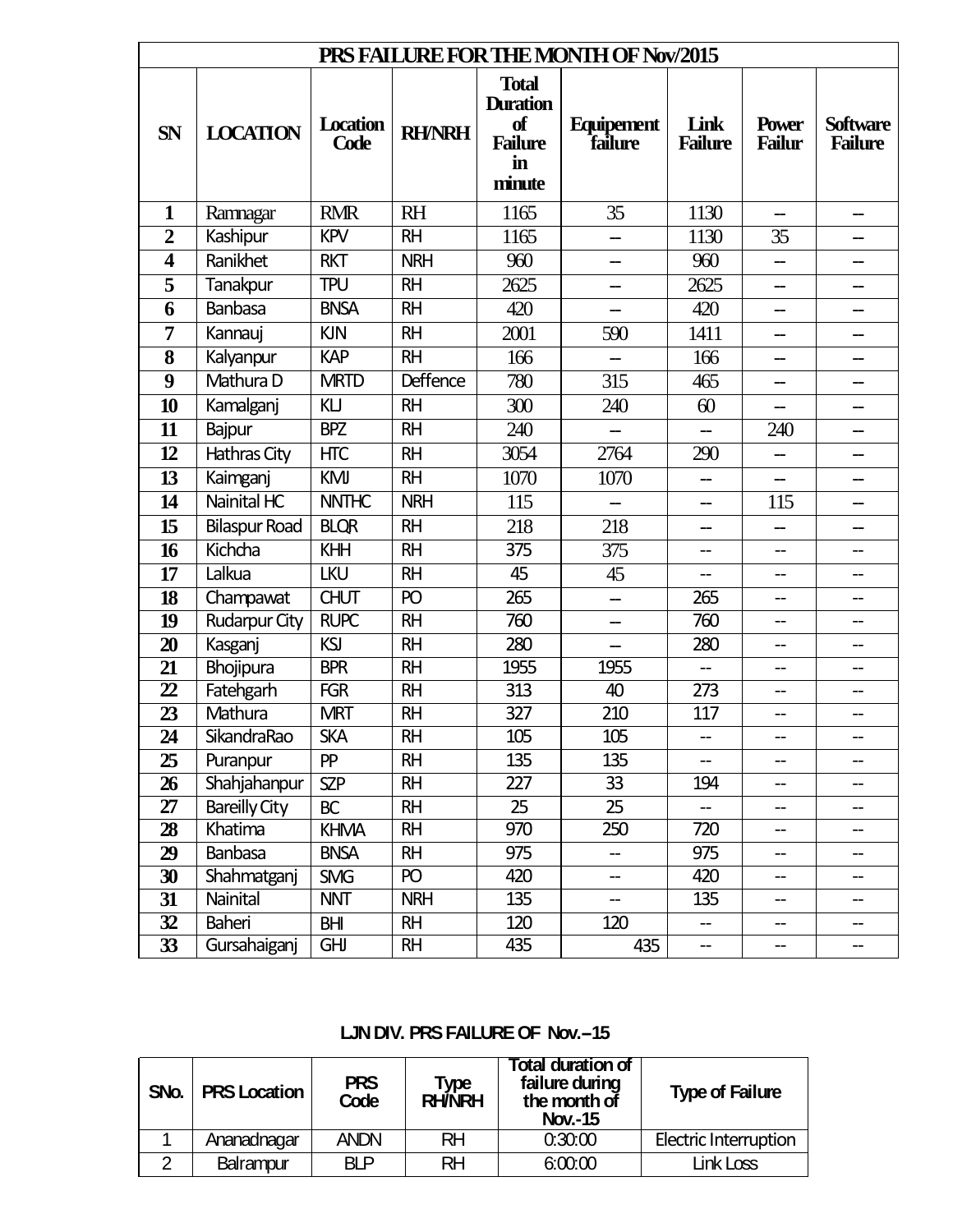| PRS FAILURE FOR THE MONTH OF Nov/2015 | | | | | | | | |
|---|---|---|---|---|---|---|---|---|
| SN | LOCATION | Location Code | RH/NRH | Total Duration of Failure in minute | Equipement failure | Link Failure | Power Failur | Software Failure |
| 1 | Ramnagar | RMR | RH | 1165 | 35 | 1130 | -- | -- |
| 2 | Kashipur | KPV | RH | 1165 | -- | 1130 | 35 | -- |
| 4 | Ranikhet | RKT | NRH | 960 | -- | 960 | -- | -- |
| 5 | Tanakpur | TPU | RH | 2625 | -- | 2625 | -- | -- |
| 6 | Banbasa | BNSA | RH | 420 | -- | 420 | -- | -- |
| 7 | Kannauj | KJN | RH | 2001 | 590 | 1411 | -- | -- |
| 8 | Kalyanpur | KAP | RH | 166 | -- | 166 | -- | -- |
| 9 | Mathura D | MRTD | Deffence | 780 | 315 | 465 | -- | -- |
| 10 | Kamalganj | KLJ | RH | 300 | 240 | 60 | -- | -- |
| 11 | Bajpur | BPZ | RH | 240 | -- | -- | 240 | -- |
| 12 | Hathras City | HTC | RH | 3054 | 2764 | 290 | -- | -- |
| 13 | Kaimganj | KMJ | RH | 1070 | 1070 | -- | -- | -- |
| 14 | Nainital HC | NNTHC | NRH | 115 | -- | -- | 115 | -- |
| 15 | Bilaspur Road | BLQR | RH | 218 | 218 | -- | -- | -- |
| 16 | Kichcha | KHH | RH | 375 | 375 | -- | -- | -- |
| 17 | Lalkua | LKU | RH | 45 | 45 | -- | -- | -- |
| 18 | Champawat | CHUT | PO | 265 | -- | 265 | -- | -- |
| 19 | Rudarpur City | RUPC | RH | 760 | -- | 760 | -- | -- |
| 20 | Kasganj | KSJ | RH | 280 | -- | 280 | -- | -- |
| 21 | Bhojipura | BPR | RH | 1955 | 1955 | -- | -- | -- |
| 22 | Fatehgarh | FGR | RH | 313 | 40 | 273 | -- | -- |
| 23 | Mathura | MRT | RH | 327 | 210 | 117 | -- | -- |
| 24 | SikandraRao | SKA | RH | 105 | 105 | -- | -- | -- |
| 25 | Puranpur | PP | RH | 135 | 135 | -- | -- | -- |
| 26 | Shahjahanpur | SZP | RH | 227 | 33 | 194 | -- | -- |
| 27 | Bareilly City | BC | RH | 25 | 25 | -- | -- | -- |
| 28 | Khatima | KHMA | RH | 970 | 250 | 720 | -- | -- |
| 29 | Banbasa | BNSA | RH | 975 | -- | 975 | -- | -- |
| 30 | Shahmatganj | SMG | PO | 420 | -- | 420 | -- | -- |
| 31 | Nainital | NNT | NRH | 135 | -- | 135 | -- | -- |
| 32 | Baheri | BHI | RH | 120 | 120 | -- | -- | -- |
| 33 | Gursahaiganj | GHJ | RH | 435 | 435 | -- | -- | -- |

**LJN DIV. PRS FAILURE OF Nov.–15**

| SNo. | PRS Location | PRS Code | Type RH/NRH | Total duration of failure during the month of Nov.-15 | Type of Failure |
|---|---|---|---|---|---|
| 1 | Ananadnagar | ANDN | RH | 0:30:00 | Electric Interruption |
| 2 | Balrampur | BLP | RH | 6:00:00 | Link Loss |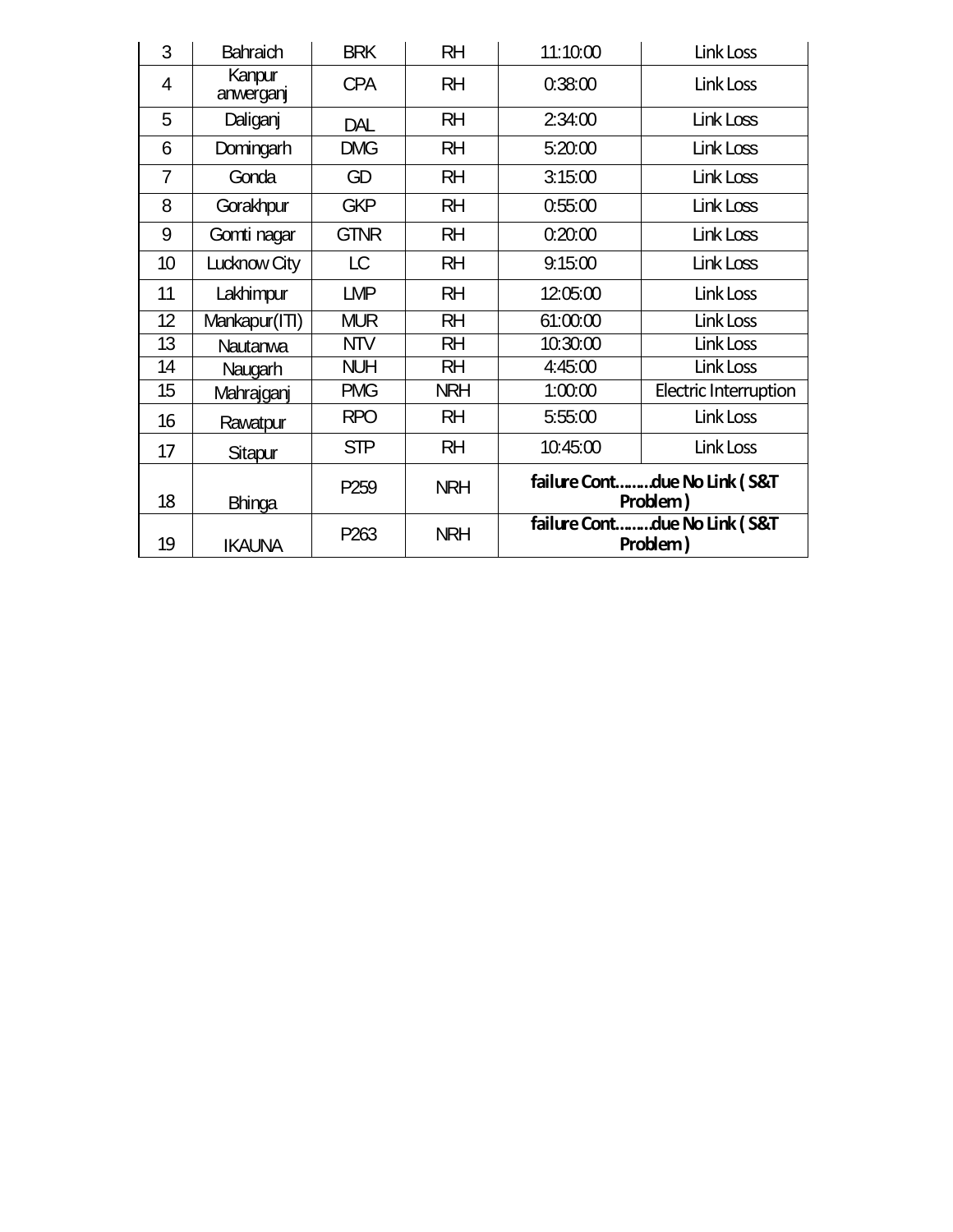| | | | | | |
|---|---|---|---|---|---|
| 3 | Bahraich | BRK | RH | 11:10:00 | Link Loss |
| 4 | Kanpur anwerganj | CPA | RH | 0:38:00 | Link Loss |
| 5 | Daliganj | DAL | RH | 2:34:00 | Link Loss |
| 6 | Domingarh | DMG | RH | 5:20:00 | Link Loss |
| 7 | Gonda | GD | RH | 3:15:00 | Link Loss |
| 8 | Gorakhpur | GKP | RH | 0:55:00 | Link Loss |
| 9 | Gomti nagar | GTNR | RH | 0:20:00 | Link Loss |
| 10 | Lucknow City | LC | RH | 9:15:00 | Link Loss |
| 11 | Lakhimpur | LMP | RH | 12:05:00 | Link Loss |
| 12 | Mankapur(ITI) | MUR | RH | 61:00:00 | Link Loss |
| 13 | Nautanwa | NTV | RH | 10:30:00 | Link Loss |
| 14 | Naugarh | NUH | RH | 4:45:00 | Link Loss |
| 15 | Mahrajganj | PMG | NRH | 1:00:00 | Electric Interruption |
| 16 | Rawatpur | RPO | RH | 5:55:00 | Link Loss |
| 17 | Sitapur | STP | RH | 10:45:00 | Link Loss |
| 18 | Bhinga | P259 | NRH | **failure Cont........due No Link ( S&T Problem )** | |
| 19 | IKAUNA | P263 | NRH | **failure Cont........due No Link ( S&T Problem )** | |